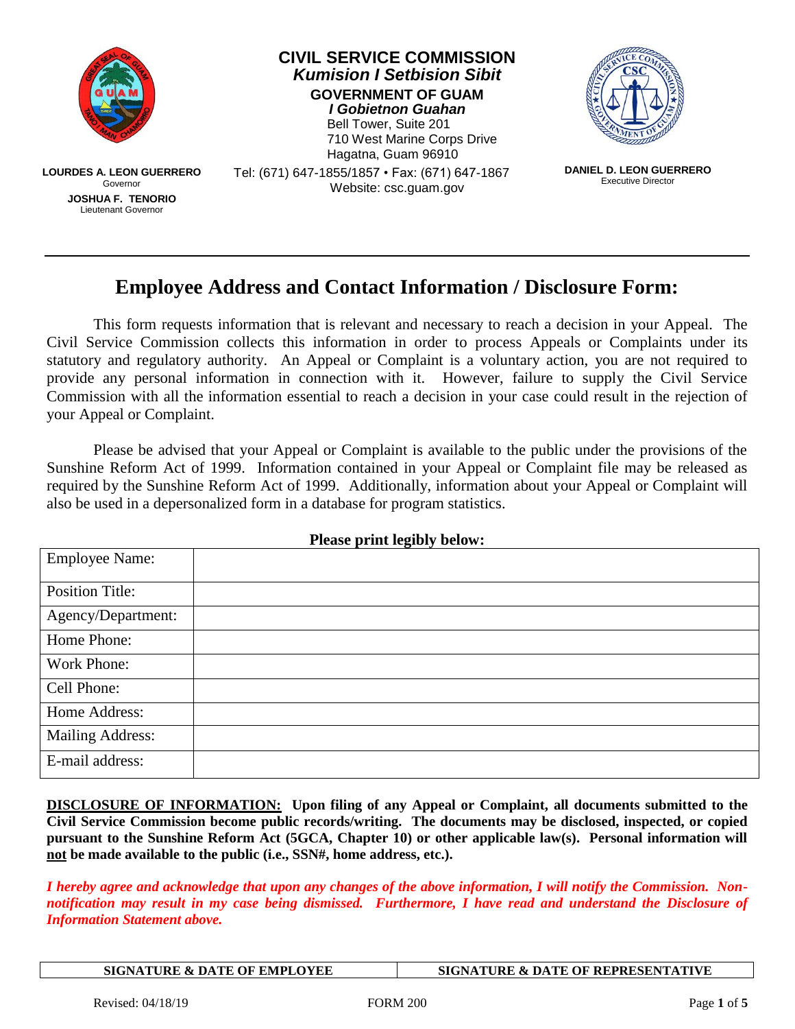**LOURDES A. LEON GUERRERO**
Governor
**JOSHUA F. TENORIO**
Lieutenant Governor

**CIVIL SERVICE COMMISSION**
***Kumision I Setbision Sibit***
**GOVERNMENT OF GUAM**
***I Gobietnon Guahan***
Bell Tower, Suite 201
710 West Marine Corps Drive
Hagatna, Guam 96910
Tel: (671) 647-1855/1857 • Fax: (671) 647-1867
Website: csc.guam.gov

**DANIEL D. LEON GUERRERO**
Executive Director

# Employee Address and Contact Information / Disclosure Form:

This form requests information that is relevant and necessary to reach a decision in your Appeal. The Civil Service Commission collects this information in order to process Appeals or Complaints under its statutory and regulatory authority. An Appeal or Complaint is a voluntary action, you are not required to provide any personal information in connection with it. However, failure to supply the Civil Service Commission with all the information essential to reach a decision in your case could result in the rejection of your Appeal or Complaint.

Please be advised that your Appeal or Complaint is available to the public under the provisions of the Sunshine Reform Act of 1999. Information contained in your Appeal or Complaint file may be released as required by the Sunshine Reform Act of 1999. Additionally, information about your Appeal or Complaint will also be used in a depersonalized form in a database for program statistics.

**Please print legibly below:**

| Employee Name: | |
|---|---|
| Position Title: | |
| Agency/Department: | |
| Home Phone: | |
| Work Phone: | |
| Cell Phone: | |
| Home Address: | |
| Mailing Address: | |
| E-mail address: | |

**DISCLOSURE OF INFORMATION: Upon filing of any Appeal or Complaint, all documents submitted to the Civil Service Commission become public records/writing. The documents may be disclosed, inspected, or copied pursuant to the Sunshine Reform Act (5GCA, Chapter 10) or other applicable law(s). Personal information will not be made available to the public (i.e., SSN#, home address, etc.).**

***I hereby agree and acknowledge that upon any changes of the above information, I will notify the Commission. Non-notification may result in my case being dismissed. Furthermore, I have read and understand the Disclosure of Information Statement above.***

| SIGNATURE & DATE OF EMPLOYEE | SIGNATURE & DATE OF REPRESENTATIVE |
|---|---|

Revised: 04/18/19 FORM 200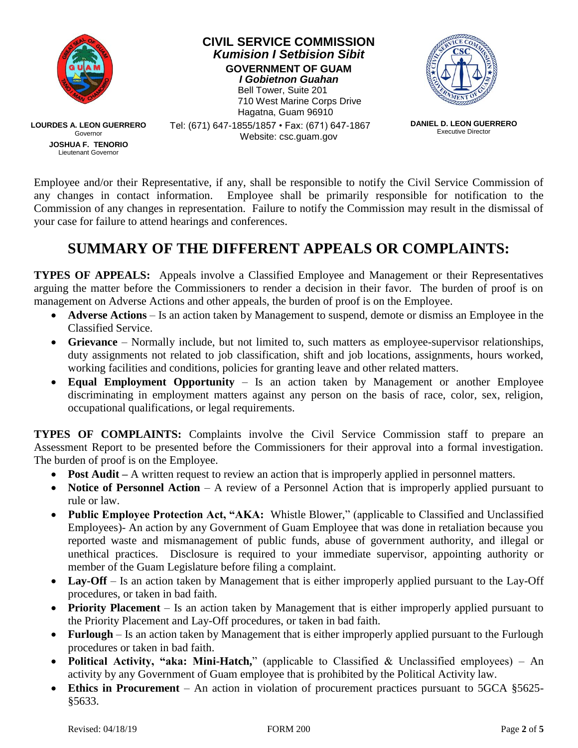Employee and/or their Representative, if any, shall be responsible to notify the Civil Service Commission of any changes in contact information. Employee shall be primarily responsible for notification to the Commission of any changes in representation. Failure to notify the Commission may result in the dismissal of your case for failure to attend hearings and conferences.

# SUMMARY OF THE DIFFERENT APPEALS OR COMPLAINTS:

**TYPES OF APPEALS:** Appeals involve a Classified Employee and Management or their Representatives arguing the matter before the Commissioners to render a decision in their favor. The burden of proof is on management on Adverse Actions and other appeals, the burden of proof is on the Employee.

- **Adverse Actions** – Is an action taken by Management to suspend, demote or dismiss an Employee in the Classified Service.
- **Grievance** – Normally include, but not limited to, such matters as employee-supervisor relationships, duty assignments not related to job classification, shift and job locations, assignments, hours worked, working facilities and conditions, policies for granting leave and other related matters.
- **Equal Employment Opportunity** – Is an action taken by Management or another Employee discriminating in employment matters against any person on the basis of race, color, sex, religion, occupational qualifications, or legal requirements.

**TYPES OF COMPLAINTS:** Complaints involve the Civil Service Commission staff to prepare an Assessment Report to be presented before the Commissioners for their approval into a formal investigation. The burden of proof is on the Employee.

- **Post Audit –** A written request to review an action that is improperly applied in personnel matters.
- **Notice of Personnel Action** – A review of a Personnel Action that is improperly applied pursuant to rule or law.
- **Public Employee Protection Act, "AKA:** Whistle Blower," (applicable to Classified and Unclassified Employees)- An action by any Government of Guam Employee that was done in retaliation because you reported waste and mismanagement of public funds, abuse of government authority, and illegal or unethical practices. Disclosure is required to your immediate supervisor, appointing authority or member of the Guam Legislature before filing a complaint.
- **Lay-Off** – Is an action taken by Management that is either improperly applied pursuant to the Lay-Off procedures, or taken in bad faith.
- **Priority Placement** – Is an action taken by Management that is either improperly applied pursuant to the Priority Placement and Lay-Off procedures, or taken in bad faith.
- **Furlough** – Is an action taken by Management that is either improperly applied pursuant to the Furlough procedures or taken in bad faith.
- **Political Activity, "aka: Mini-Hatch,**" (applicable to Classified & Unclassified employees) – An activity by any Government of Guam employee that is prohibited by the Political Activity law.
- **Ethics in Procurement** – An action in violation of procurement practices pursuant to 5GCA §5625-§5633.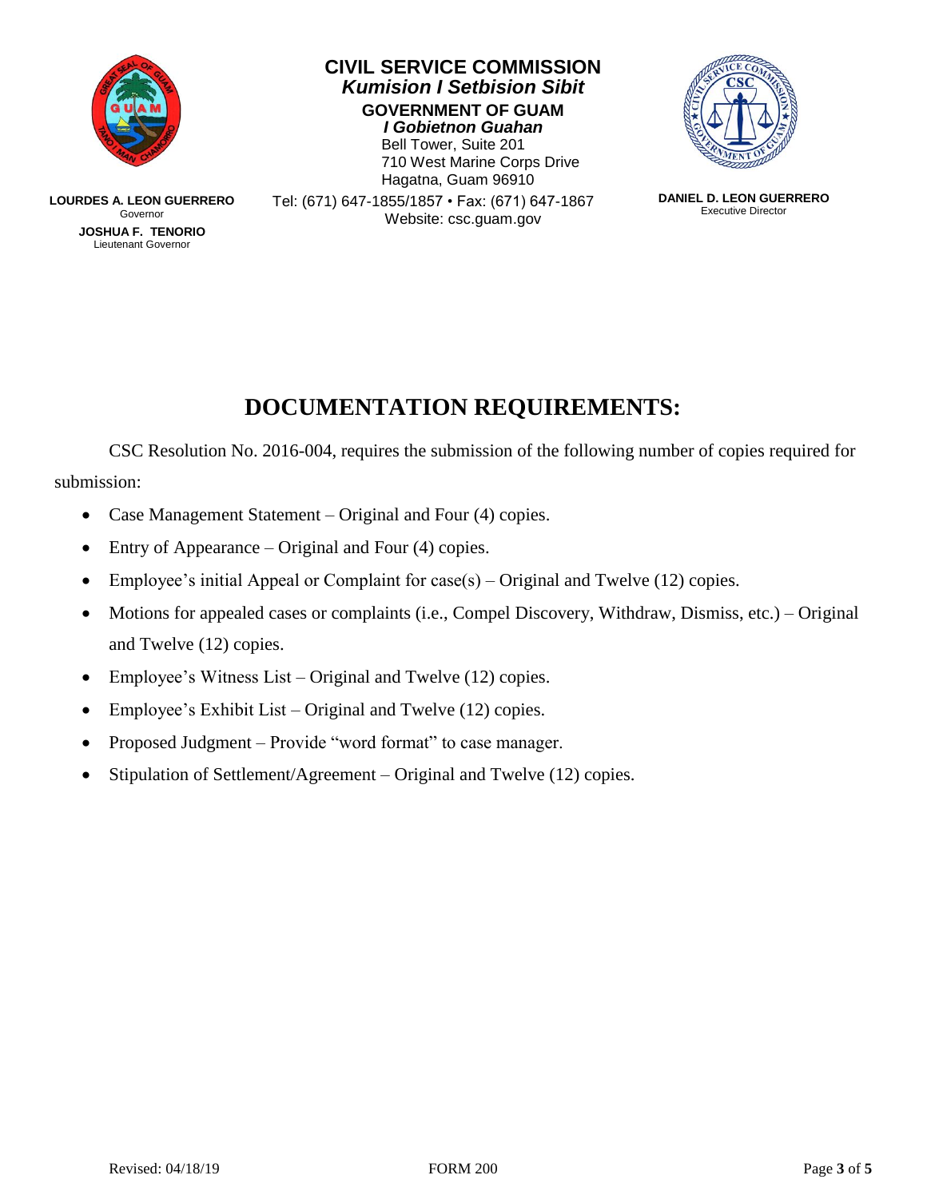**CIVIL SERVICE COMMISSION**
***Kumision I Setbision Sibit***
**GOVERNMENT OF GUAM**
***I Gobietnon Guahan***
Bell Tower, Suite 201
710 West Marine Corps Drive
Hagatna, Guam 96910
Tel: (671) 647-1855/1857 • Fax: (671) 647-1867
Website: csc.guam.gov

**LOURDES A. LEON GUERRERO**
Governor
**JOSHUA F. TENORIO**
Lieutenant Governor

**DANIEL D. LEON GUERRERO**
Executive Director

# DOCUMENTATION REQUIREMENTS:

CSC Resolution No. 2016-004, requires the submission of the following number of copies required for submission:

- Case Management Statement – Original and Four (4) copies.
- Entry of Appearance – Original and Four (4) copies.
- Employee's initial Appeal or Complaint for case(s) – Original and Twelve (12) copies.
- Motions for appealed cases or complaints (i.e., Compel Discovery, Withdraw, Dismiss, etc.) – Original and Twelve (12) copies.
- Employee's Witness List – Original and Twelve (12) copies.
- Employee's Exhibit List – Original and Twelve (12) copies.
- Proposed Judgment – Provide "word format" to case manager.
- Stipulation of Settlement/Agreement – Original and Twelve (12) copies.

Revised: 04/18/19 FORM 200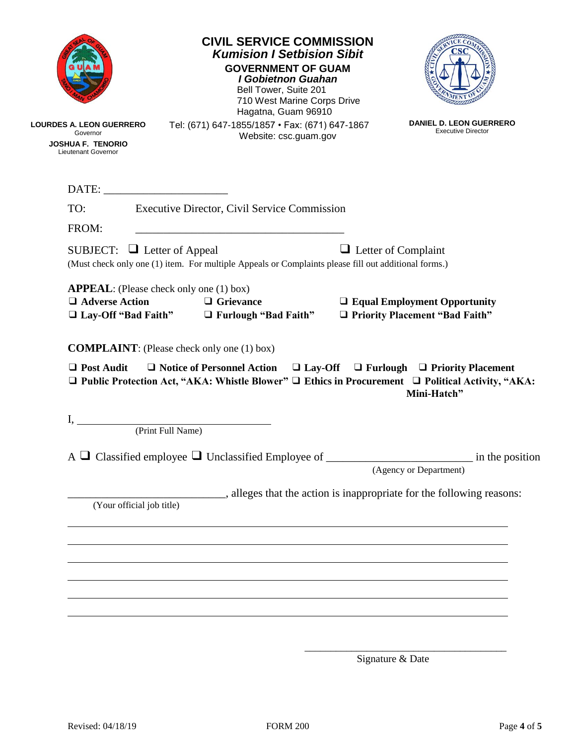# CIVIL SERVICE COMMISSION

***Kumision I Setbision Sibit***

**GOVERNMENT OF GUAM**

***I Gobietnon Guahan***

Bell Tower, Suite 201
710 West Marine Corps Drive
Hagatna, Guam 96910

Tel: (671) 647-1855/1857 • Fax: (671) 647-1867
Website: csc.guam.gov

**LOURDES A. LEON GUERRERO**
Governor

**JOSHUA F. TENORIO**
Lieutenant Governor

**DANIEL D. LEON GUERRERO**
Executive Director

DATE: ______________________

TO: Executive Director, Civil Service Commission

FROM: ______________________________________

SUBJECT: ❑ Letter of Appeal ❑ Letter of Complaint

(Must check only one (1) item. For multiple Appeals or Complaints please fill out additional forms.)

**APPEAL**: (Please check only one (1) box)

❑ **Adverse Action** ❑ **Grievance** ❑ **Equal Employment Opportunity**
❑ **Lay-Off "Bad Faith"** ❑ **Furlough "Bad Faith"** ❑ **Priority Placement "Bad Faith"**

**COMPLAINT**: (Please check only one (1) box)

❑ **Post Audit** ❑ **Notice of Personnel Action** ❑ **Lay-Off** ❑ **Furlough** ❑ **Priority Placement**
❑ **Public Protection Act, "AKA: Whistle Blower"** ❑ **Ethics in Procurement** ❑ **Political Activity, "AKA: Mini-Hatch"**

I, ____________________________________
(Print Full Name)

A ❑ Classified employee ❑ Unclassified Employee of __________________________ in the position
(Agency or Department)

____________________________, alleges that the action is inappropriate for the following reasons:
(Your official job title)

______________________________________________________________________________

______________________________________________________________________________

______________________________________________________________________________

______________________________________________________________________________

______________________________________________________________________________

______________________________________________________________________________

____________________________________
Signature & Date

Revised: 04/18/19 FORM 200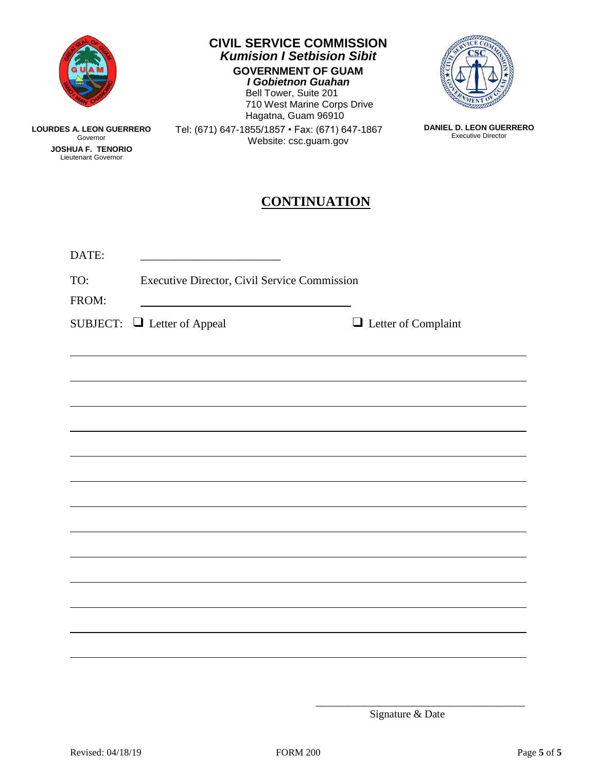**CIVIL SERVICE COMMISSION**
***Kumision I Setbision Sibit***
**GOVERNMENT OF GUAM**
***I Gobietnon Guahan***
Bell Tower, Suite 201
710 West Marine Corps Drive
Hagatna, Guam 96910
Tel: (671) 647-1855/1857 • Fax: (671) 647-1867
Website: csc.guam.gov

**LOURDES A. LEON GUERRERO**
Governor
**JOSHUA F. TENORIO**
Lieutenant Governor

**DANIEL D. LEON GUERRERO**
Executive Director

# CONTINUATION

DATE: ________________________

TO: Executive Director, Civil Service Commission

FROM: ________________________

SUBJECT: ❑ Letter of Appeal ❑ Letter of Complaint

______________________________________________________________________________

______________________________________________________________________________

______________________________________________________________________________

______________________________________________________________________________

______________________________________________________________________________

______________________________________________________________________________

______________________________________________________________________________

______________________________________________________________________________

______________________________________________________________________________

______________________________________________________________________________

______________________________________________________________________________

______________________________________________________________________________

______________________________________________________________________________

________________________________________
Signature & Date

Revised: 04/18/19 FORM 200